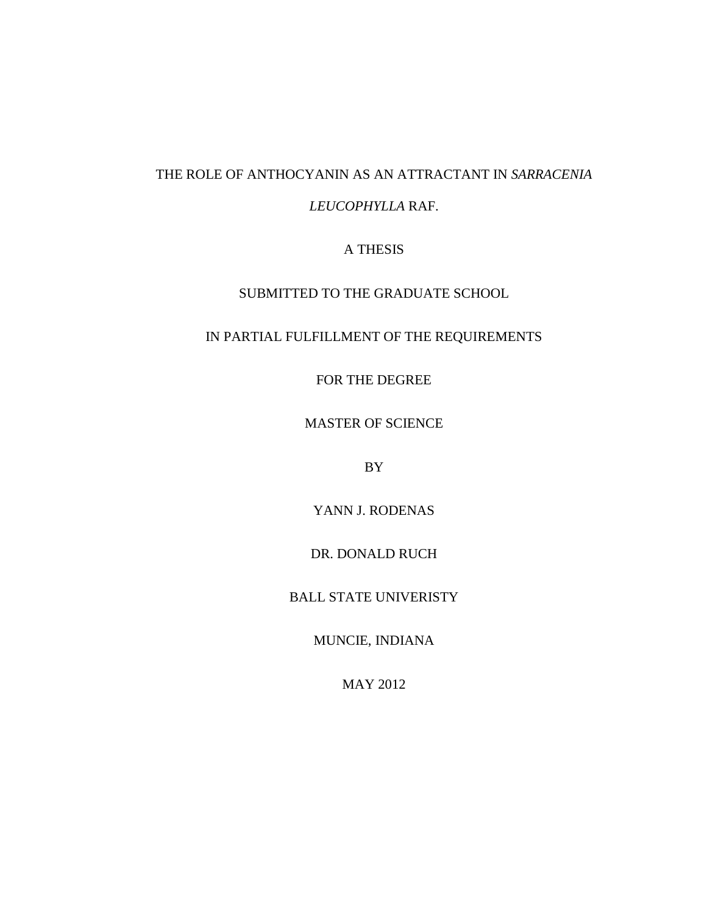# THE ROLE OF ANTHOCYANIN AS AN ATTRACTANT IN *SARRACENIA LEUCOPHYLLA* RAF.

A THESIS

SUBMITTED TO THE GRADUATE SCHOOL

IN PARTIAL FULFILLMENT OF THE REQUIREMENTS

FOR THE DEGREE

MASTER OF SCIENCE

BY

YANN J. RODENAS

DR. DONALD RUCH

BALL STATE UNIVERISTY

MUNCIE, INDIANA

MAY 2012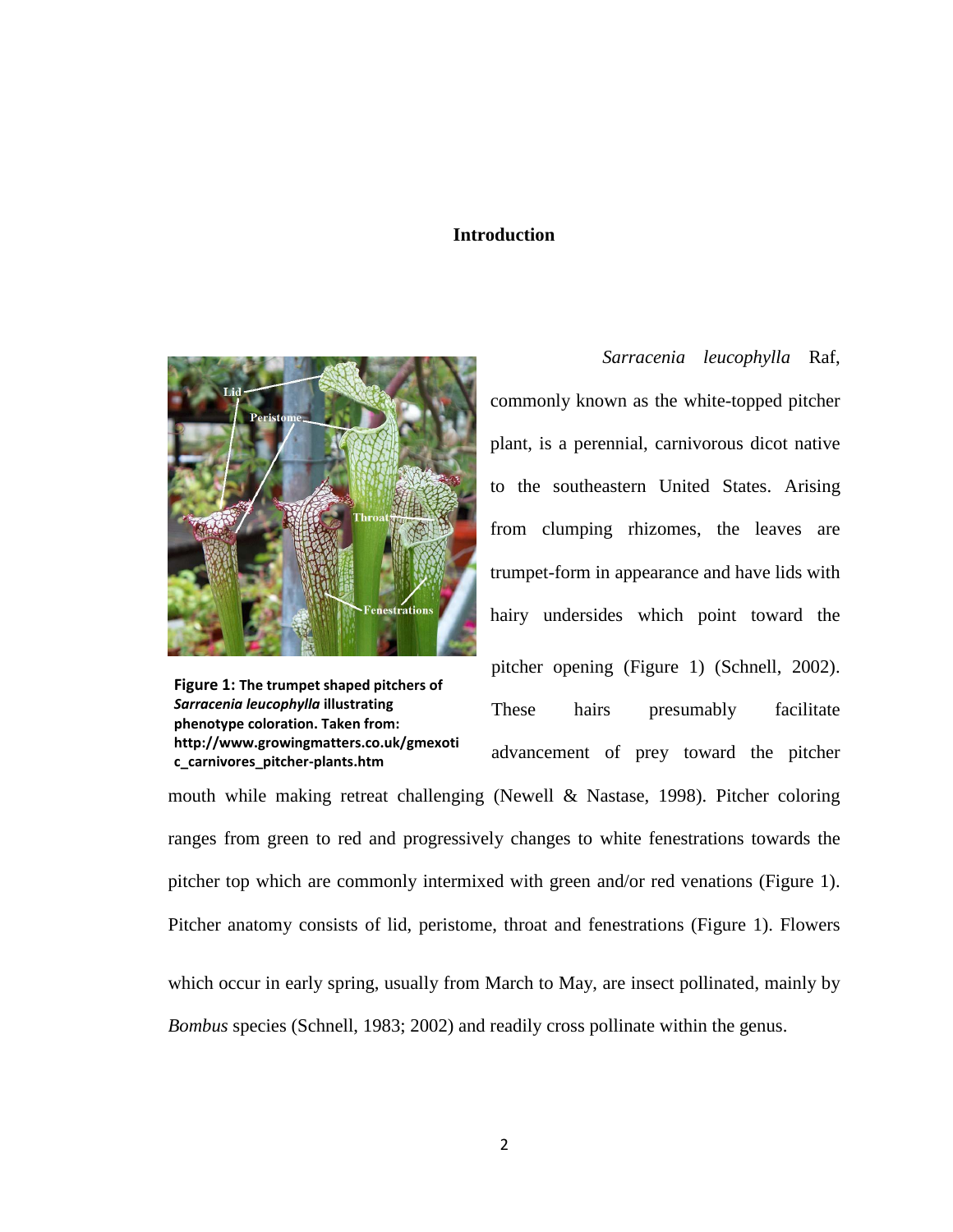## Introduction

Figure 1: The trumpet shaped pitchers of *Sarracenia leucophylla* illustrating phenotype coloration. Taken from: http://www.growingmatters.co.uk/gmexotic_carnivores_pitcher-plants.htm

*Sarracenia leucophylla* Raf, commonly known as the white-topped pitcher plant, is a perennial, carnivorous dicot native to the southeastern United States. Arising from clumping rhizomes, the leaves are trumpet-form in appearance and have lids with hairy undersides which point toward the pitcher opening (Figure 1) (Schnell, 2002). These hairs presumably facilitate advancement of prey toward the pitcher mouth while making retreat challenging (Newell & Nastase, 1998). Pitcher coloring ranges from green to red and progressively changes to white fenestrations towards the pitcher top which are commonly intermixed with green and/or red venations (Figure 1). Pitcher anatomy consists of lid, peristome, throat and fenestrations (Figure 1). Flowers which occur in early spring, usually from March to May, are insect pollinated, mainly by *Bombus* species (Schnell, 1983; 2002) and readily cross pollinate within the genus.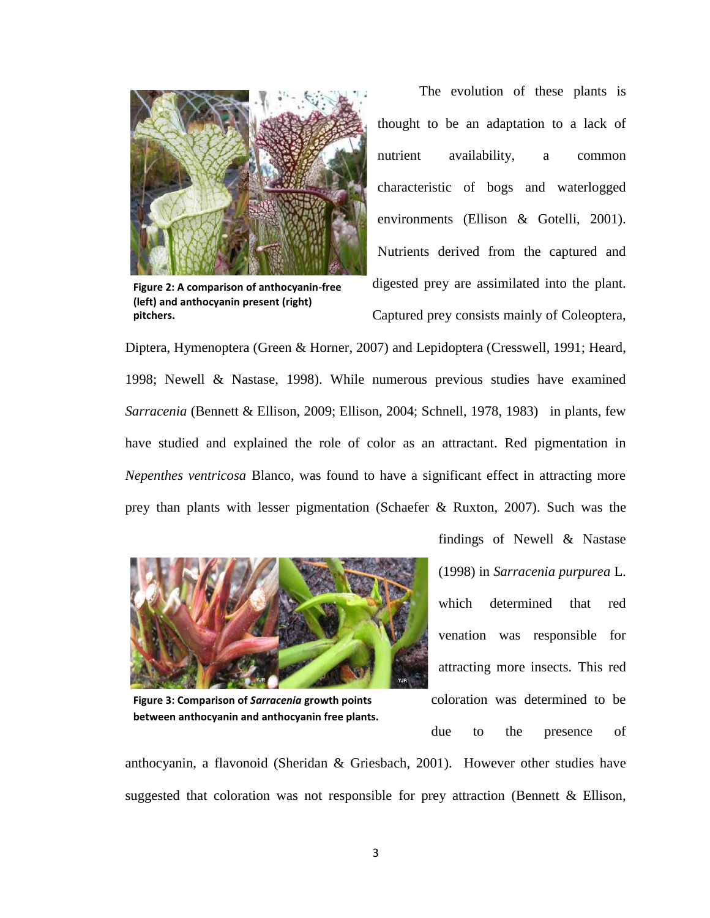The evolution of these plants is thought to be an adaptation to a lack of nutrient availability, a common characteristic of bogs and waterlogged environments (Ellison & Gotelli, 2001). Nutrients derived from the captured and digested prey are assimilated into the plant. Captured prey consists mainly of Coleoptera, Diptera, Hymenoptera (Green & Horner, 2007) and Lepidoptera (Cresswell, 1991; Heard, 1998; Newell & Nastase, 1998). While numerous previous studies have examined *Sarracenia* (Bennett & Ellison, 2009; Ellison, 2004; Schnell, 1978, 1983) in plants, few have studied and explained the role of color as an attractant. Red pigmentation in *Nepenthes ventricosa* Blanco, was found to have a significant effect in attracting more prey than plants with lesser pigmentation (Schaefer & Ruxton, 2007). Such was the findings of Newell & Nastase (1998) in *Sarracenia purpurea* L. which determined that red venation was responsible for attracting more insects. This red coloration was determined to be due to the presence of anthocyanin, a flavonoid (Sheridan & Griesbach, 2001). However other studies have suggested that coloration was not responsible for prey attraction (Bennett & Ellison,

**Figure 2: A comparison of anthocyanin-free (left) and anthocyanin present (right) pitchers.**

**Figure 3: Comparison of *Sarracenia* growth points between anthocyanin and anthocyanin free plants.**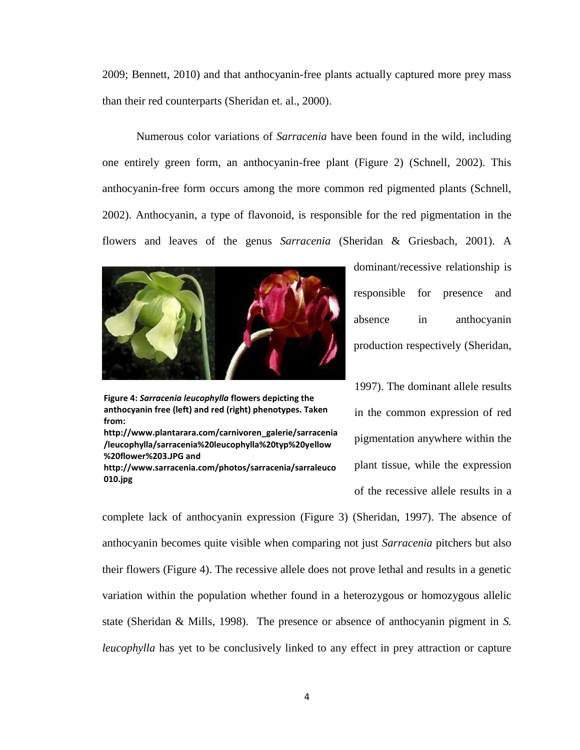2009; Bennett, 2010) and that anthocyanin-free plants actually captured more prey mass than their red counterparts (Sheridan et. al., 2000).

Numerous color variations of *Sarracenia* have been found in the wild, including one entirely green form, an anthocyanin-free plant (Figure 2) (Schnell, 2002). This anthocyanin-free form occurs among the more common red pigmented plants (Schnell, 2002). Anthocyanin, a type of flavonoid, is responsible for the red pigmentation in the flowers and leaves of the genus *Sarracenia* (Sheridan & Griesbach, 2001). A dominant/recessive relationship is responsible for presence and absence in anthocyanin production respectively (Sheridan, 1997). The dominant allele results in the common expression of red pigmentation anywhere within the plant tissue, while the expression of the recessive allele results in a complete lack of anthocyanin expression (Figure 3) (Sheridan, 1997). The absence of anthocyanin becomes quite visible when comparing not just *Sarracenia* pitchers but also their flowers (Figure 4). The recessive allele does not prove lethal and results in a genetic variation within the population whether found in a heterozygous or homozygous allelic state (Sheridan & Mills, 1998). The presence or absence of anthocyanin pigment in *S. leucophylla* has yet to be conclusively linked to any effect in prey attraction or capture

**Figure 4: *Sarracenia leucophylla* flowers depicting the anthocyanin free (left) and red (right) phenotypes. Taken from: http://www.plantarara.com/carnivoren_galerie/sarracenia/leucophylla/sarracenia%20leucophylla%20typ%20yellow%20flower%203.JPG and http://www.sarracenia.com/photos/sarracenia/sarraleuco010.jpg**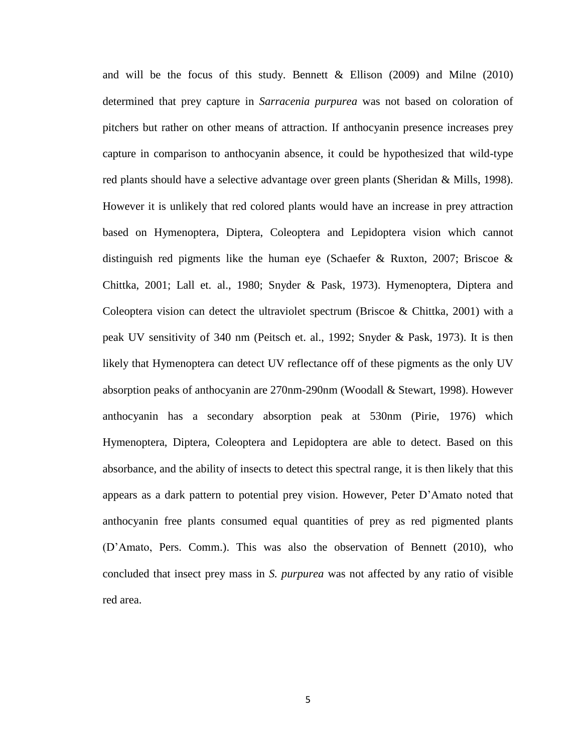and will be the focus of this study. Bennett & Ellison (2009) and Milne (2010) determined that prey capture in *Sarracenia purpurea* was not based on coloration of pitchers but rather on other means of attraction. If anthocyanin presence increases prey capture in comparison to anthocyanin absence, it could be hypothesized that wild-type red plants should have a selective advantage over green plants (Sheridan & Mills, 1998). However it is unlikely that red colored plants would have an increase in prey attraction based on Hymenoptera, Diptera, Coleoptera and Lepidoptera vision which cannot distinguish red pigments like the human eye (Schaefer & Ruxton, 2007; Briscoe & Chittka, 2001; Lall et. al., 1980; Snyder & Pask, 1973). Hymenoptera, Diptera and Coleoptera vision can detect the ultraviolet spectrum (Briscoe & Chittka, 2001) with a peak UV sensitivity of 340 nm (Peitsch et. al., 1992; Snyder & Pask, 1973). It is then likely that Hymenoptera can detect UV reflectance off of these pigments as the only UV absorption peaks of anthocyanin are 270nm-290nm (Woodall & Stewart, 1998). However anthocyanin has a secondary absorption peak at 530nm (Pirie, 1976) which Hymenoptera, Diptera, Coleoptera and Lepidoptera are able to detect. Based on this absorbance, and the ability of insects to detect this spectral range, it is then likely that this appears as a dark pattern to potential prey vision. However, Peter D'Amato noted that anthocyanin free plants consumed equal quantities of prey as red pigmented plants (D'Amato, Pers. Comm.). This was also the observation of Bennett (2010), who concluded that insect prey mass in *S. purpurea* was not affected by any ratio of visible red area.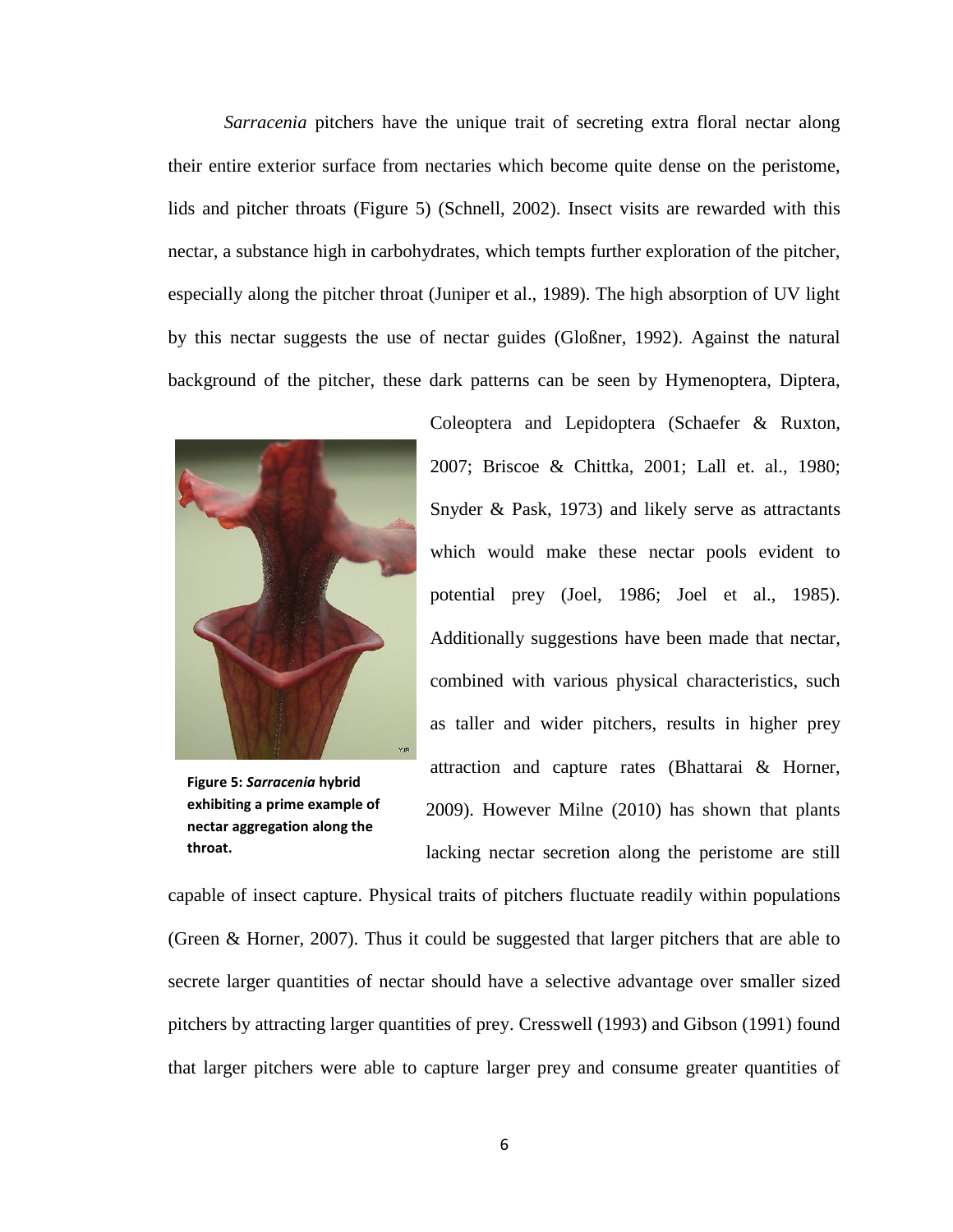*Sarracenia* pitchers have the unique trait of secreting extra floral nectar along their entire exterior surface from nectaries which become quite dense on the peristome, lids and pitcher throats (Figure 5) (Schnell, 2002). Insect visits are rewarded with this nectar, a substance high in carbohydrates, which tempts further exploration of the pitcher, especially along the pitcher throat (Juniper et al., 1989). The high absorption of UV light by this nectar suggests the use of nectar guides (Gloßner, 1992). Against the natural background of the pitcher, these dark patterns can be seen by Hymenoptera, Diptera, Coleoptera and Lepidoptera (Schaefer & Ruxton, 2007; Briscoe & Chittka, 2001; Lall et. al., 1980; Snyder & Pask, 1973) and likely serve as attractants which would make these nectar pools evident to potential prey (Joel, 1986; Joel et al., 1985). Additionally suggestions have been made that nectar, combined with various physical characteristics, such as taller and wider pitchers, results in higher prey attraction and capture rates (Bhattarai & Horner, 2009). However Milne (2010) has shown that plants lacking nectar secretion along the peristome are still capable of insect capture. Physical traits of pitchers fluctuate readily within populations (Green & Horner, 2007). Thus it could be suggested that larger pitchers that are able to secrete larger quantities of nectar should have a selective advantage over smaller sized pitchers by attracting larger quantities of prey. Cresswell (1993) and Gibson (1991) found that larger pitchers were able to capture larger prey and consume greater quantities of

**Figure 5: *Sarracenia* hybrid exhibiting a prime example of nectar aggregation along the throat.**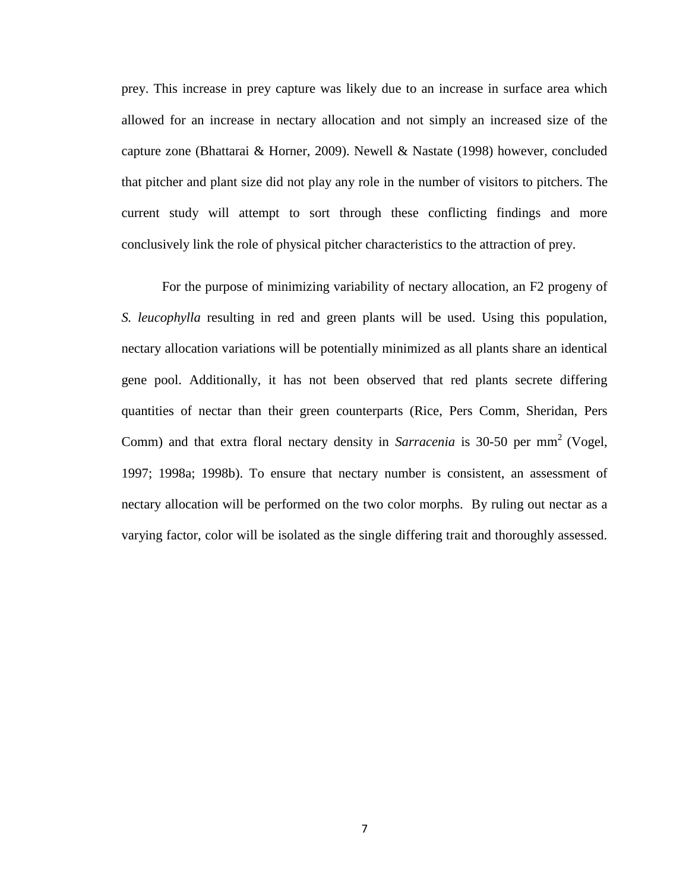prey. This increase in prey capture was likely due to an increase in surface area which allowed for an increase in nectary allocation and not simply an increased size of the capture zone (Bhattarai & Horner, 2009). Newell & Nastate (1998) however, concluded that pitcher and plant size did not play any role in the number of visitors to pitchers. The current study will attempt to sort through these conflicting findings and more conclusively link the role of physical pitcher characteristics to the attraction of prey.

For the purpose of minimizing variability of nectary allocation, an F2 progeny of *S. leucophylla* resulting in red and green plants will be used. Using this population, nectary allocation variations will be potentially minimized as all plants share an identical gene pool. Additionally, it has not been observed that red plants secrete differing quantities of nectar than their green counterparts (Rice, Pers Comm, Sheridan, Pers Comm) and that extra floral nectary density in *Sarracenia* is 30-50 per $mm^2$ (Vogel, 1997; 1998a; 1998b). To ensure that nectary number is consistent, an assessment of nectary allocation will be performed on the two color morphs. By ruling out nectar as a varying factor, color will be isolated as the single differing trait and thoroughly assessed.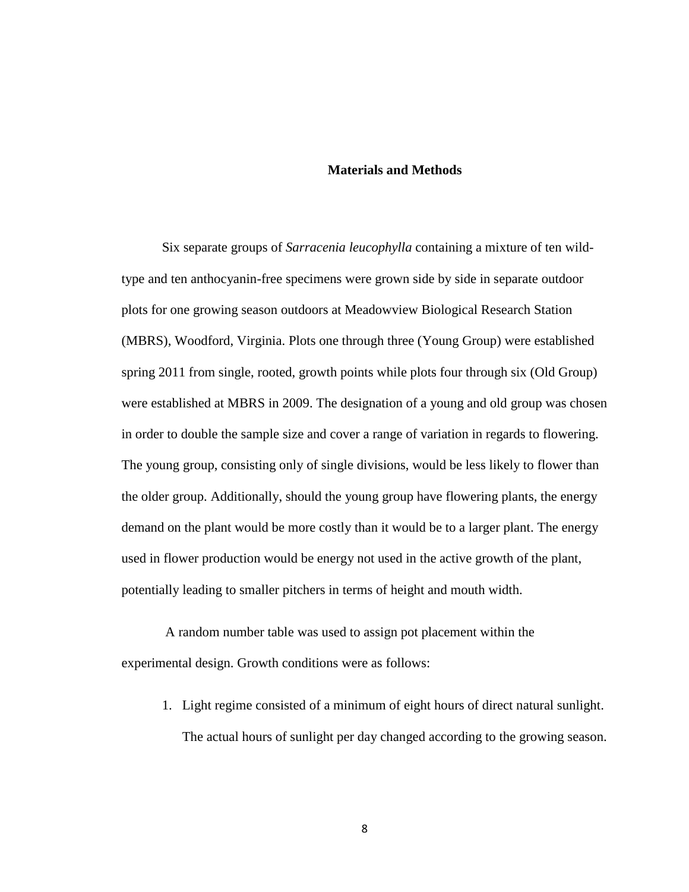## Materials and Methods

Six separate groups of *Sarracenia leucophylla* containing a mixture of ten wild-type and ten anthocyanin-free specimens were grown side by side in separate outdoor plots for one growing season outdoors at Meadowview Biological Research Station (MBRS), Woodford, Virginia. Plots one through three (Young Group) were established spring 2011 from single, rooted, growth points while plots four through six (Old Group) were established at MBRS in 2009. The designation of a young and old group was chosen in order to double the sample size and cover a range of variation in regards to flowering. The young group, consisting only of single divisions, would be less likely to flower than the older group. Additionally, should the young group have flowering plants, the energy demand on the plant would be more costly than it would be to a larger plant. The energy used in flower production would be energy not used in the active growth of the plant, potentially leading to smaller pitchers in terms of height and mouth width.

A random number table was used to assign pot placement within the experimental design. Growth conditions were as follows:

1. Light regime consisted of a minimum of eight hours of direct natural sunlight. The actual hours of sunlight per day changed according to the growing season.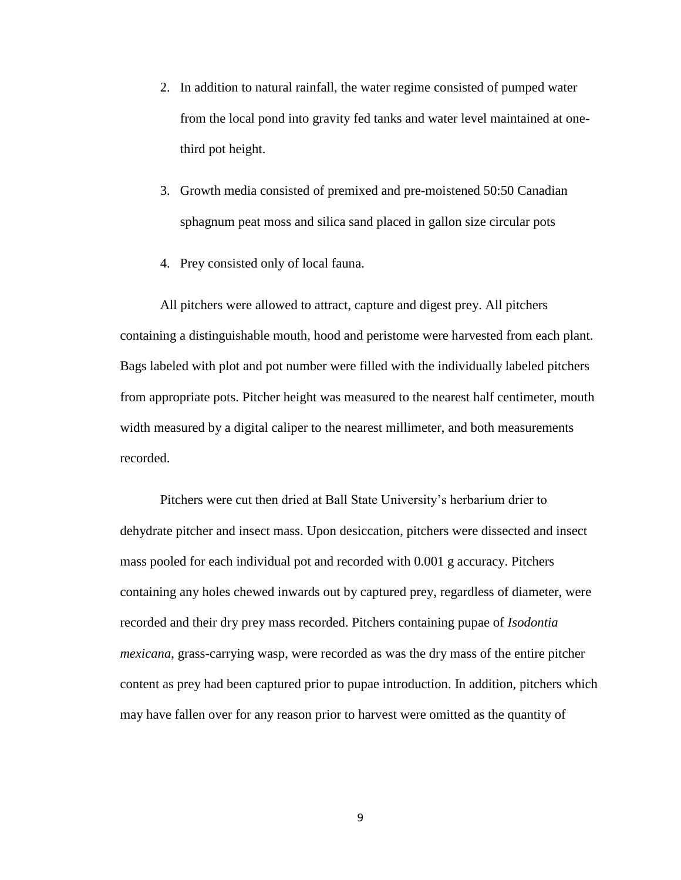2. In addition to natural rainfall, the water regime consisted of pumped water from the local pond into gravity fed tanks and water level maintained at one-third pot height.
3. Growth media consisted of premixed and pre-moistened 50:50 Canadian sphagnum peat moss and silica sand placed in gallon size circular pots
4. Prey consisted only of local fauna.

All pitchers were allowed to attract, capture and digest prey. All pitchers containing a distinguishable mouth, hood and peristome were harvested from each plant. Bags labeled with plot and pot number were filled with the individually labeled pitchers from appropriate pots. Pitcher height was measured to the nearest half centimeter, mouth width measured by a digital caliper to the nearest millimeter, and both measurements recorded.

Pitchers were cut then dried at Ball State University's herbarium drier to dehydrate pitcher and insect mass. Upon desiccation, pitchers were dissected and insect mass pooled for each individual pot and recorded with 0.001 g accuracy. Pitchers containing any holes chewed inwards out by captured prey, regardless of diameter, were recorded and their dry prey mass recorded. Pitchers containing pupae of *Isodontia mexicana*, grass-carrying wasp, were recorded as was the dry mass of the entire pitcher content as prey had been captured prior to pupae introduction. In addition, pitchers which may have fallen over for any reason prior to harvest were omitted as the quantity of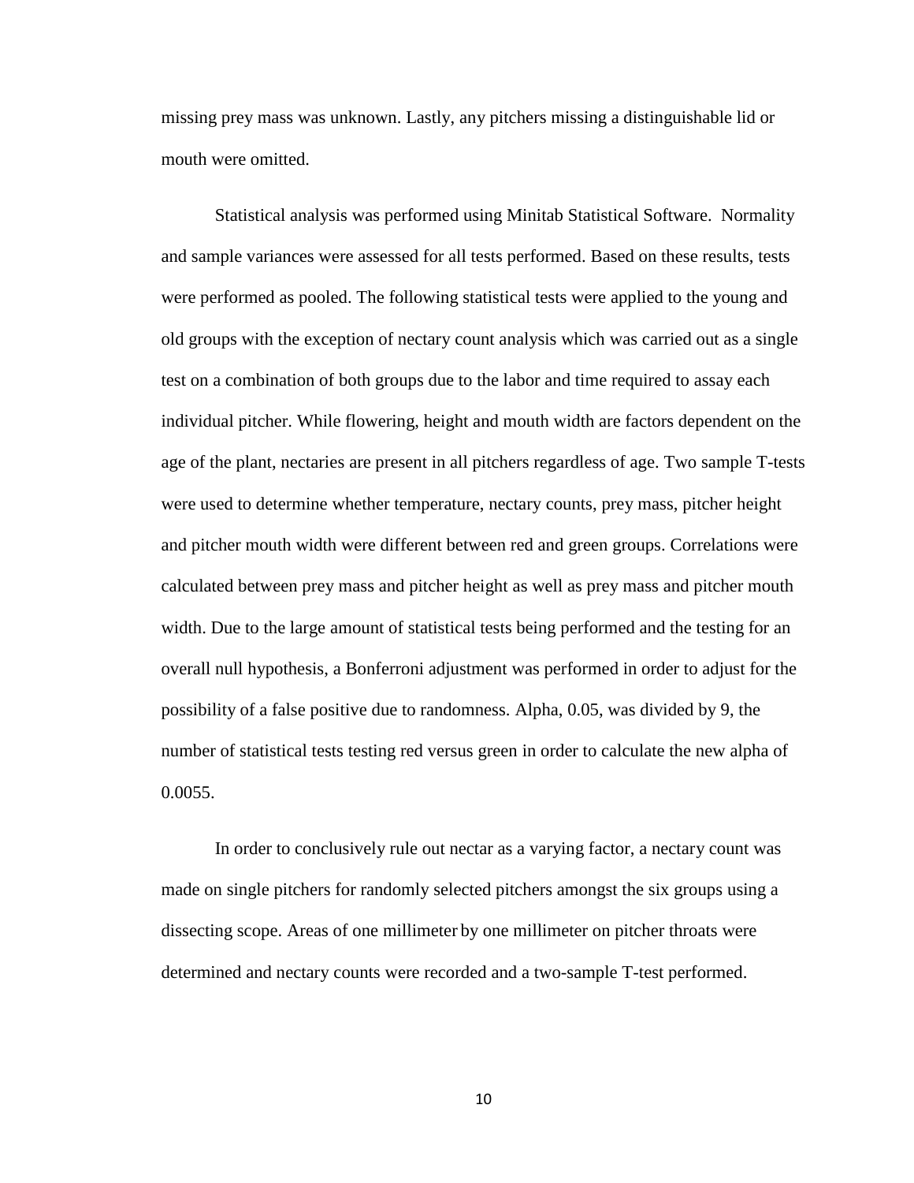missing prey mass was unknown. Lastly, any pitchers missing a distinguishable lid or mouth were omitted.

Statistical analysis was performed using Minitab Statistical Software. Normality and sample variances were assessed for all tests performed. Based on these results, tests were performed as pooled. The following statistical tests were applied to the young and old groups with the exception of nectary count analysis which was carried out as a single test on a combination of both groups due to the labor and time required to assay each individual pitcher. While flowering, height and mouth width are factors dependent on the age of the plant, nectaries are present in all pitchers regardless of age. Two sample T-tests were used to determine whether temperature, nectary counts, prey mass, pitcher height and pitcher mouth width were different between red and green groups. Correlations were calculated between prey mass and pitcher height as well as prey mass and pitcher mouth width. Due to the large amount of statistical tests being performed and the testing for an overall null hypothesis, a Bonferroni adjustment was performed in order to adjust for the possibility of a false positive due to randomness. Alpha, 0.05, was divided by 9, the number of statistical tests testing red versus green in order to calculate the new alpha of 0.0055.

In order to conclusively rule out nectar as a varying factor, a nectary count was made on single pitchers for randomly selected pitchers amongst the six groups using a dissecting scope. Areas of one millimeter by one millimeter on pitcher throats were determined and nectary counts were recorded and a two-sample T-test performed.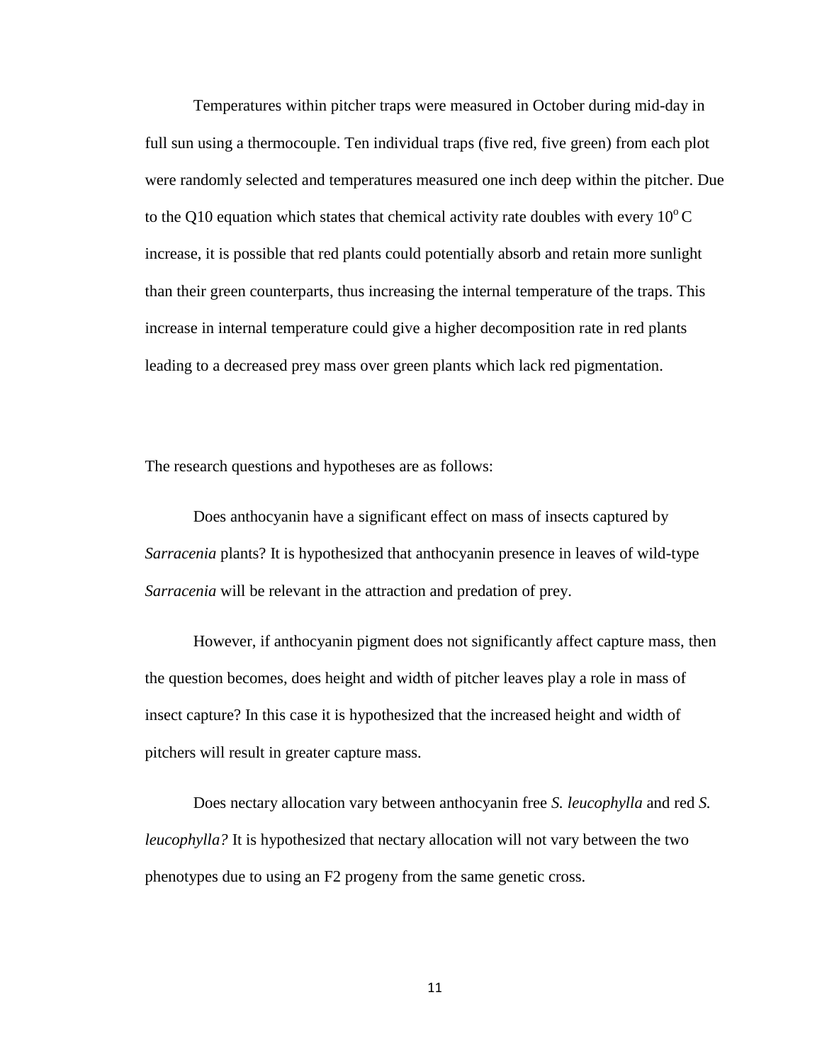Temperatures within pitcher traps were measured in October during mid-day in full sun using a thermocouple. Ten individual traps (five red, five green) from each plot were randomly selected and temperatures measured one inch deep within the pitcher. Due to the Q10 equation which states that chemical activity rate doubles with every $10^{o}$ C increase, it is possible that red plants could potentially absorb and retain more sunlight than their green counterparts, thus increasing the internal temperature of the traps. This increase in internal temperature could give a higher decomposition rate in red plants leading to a decreased prey mass over green plants which lack red pigmentation.

The research questions and hypotheses are as follows:

Does anthocyanin have a significant effect on mass of insects captured by *Sarracenia* plants? It is hypothesized that anthocyanin presence in leaves of wild-type *Sarracenia* will be relevant in the attraction and predation of prey.

However, if anthocyanin pigment does not significantly affect capture mass, then the question becomes, does height and width of pitcher leaves play a role in mass of insect capture? In this case it is hypothesized that the increased height and width of pitchers will result in greater capture mass.

Does nectary allocation vary between anthocyanin free *S. leucophylla* and red *S. leucophylla?* It is hypothesized that nectary allocation will not vary between the two phenotypes due to using an F2 progeny from the same genetic cross.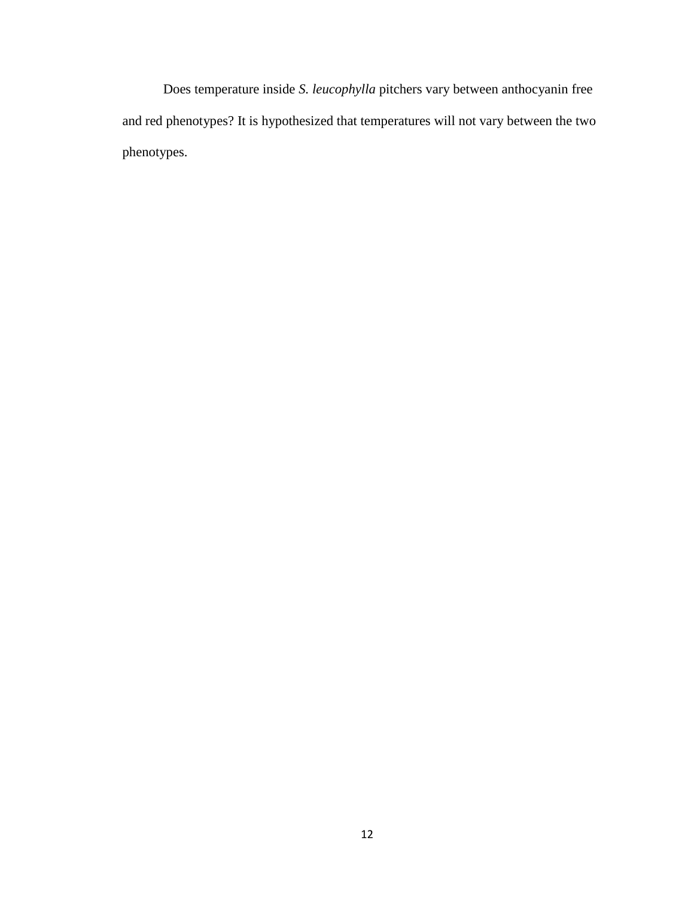Does temperature inside *S. leucophylla* pitchers vary between anthocyanin free and red phenotypes? It is hypothesized that temperatures will not vary between the two phenotypes.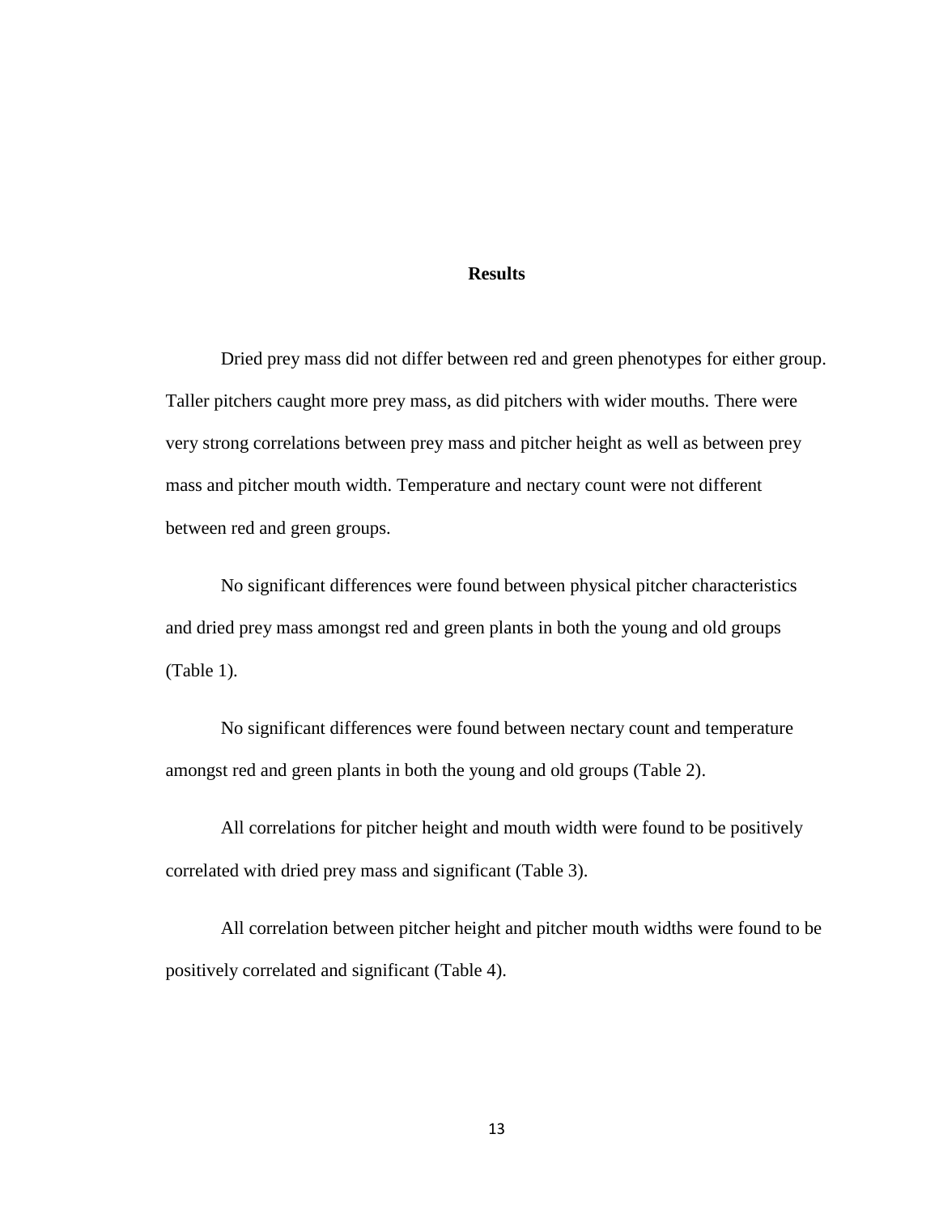# Results

Dried prey mass did not differ between red and green phenotypes for either group. Taller pitchers caught more prey mass, as did pitchers with wider mouths. There were very strong correlations between prey mass and pitcher height as well as between prey mass and pitcher mouth width. Temperature and nectary count were not different between red and green groups.

No significant differences were found between physical pitcher characteristics and dried prey mass amongst red and green plants in both the young and old groups (Table 1).

No significant differences were found between nectary count and temperature amongst red and green plants in both the young and old groups (Table 2).

All correlations for pitcher height and mouth width were found to be positively correlated with dried prey mass and significant (Table 3).

All correlation between pitcher height and pitcher mouth widths were found to be positively correlated and significant (Table 4).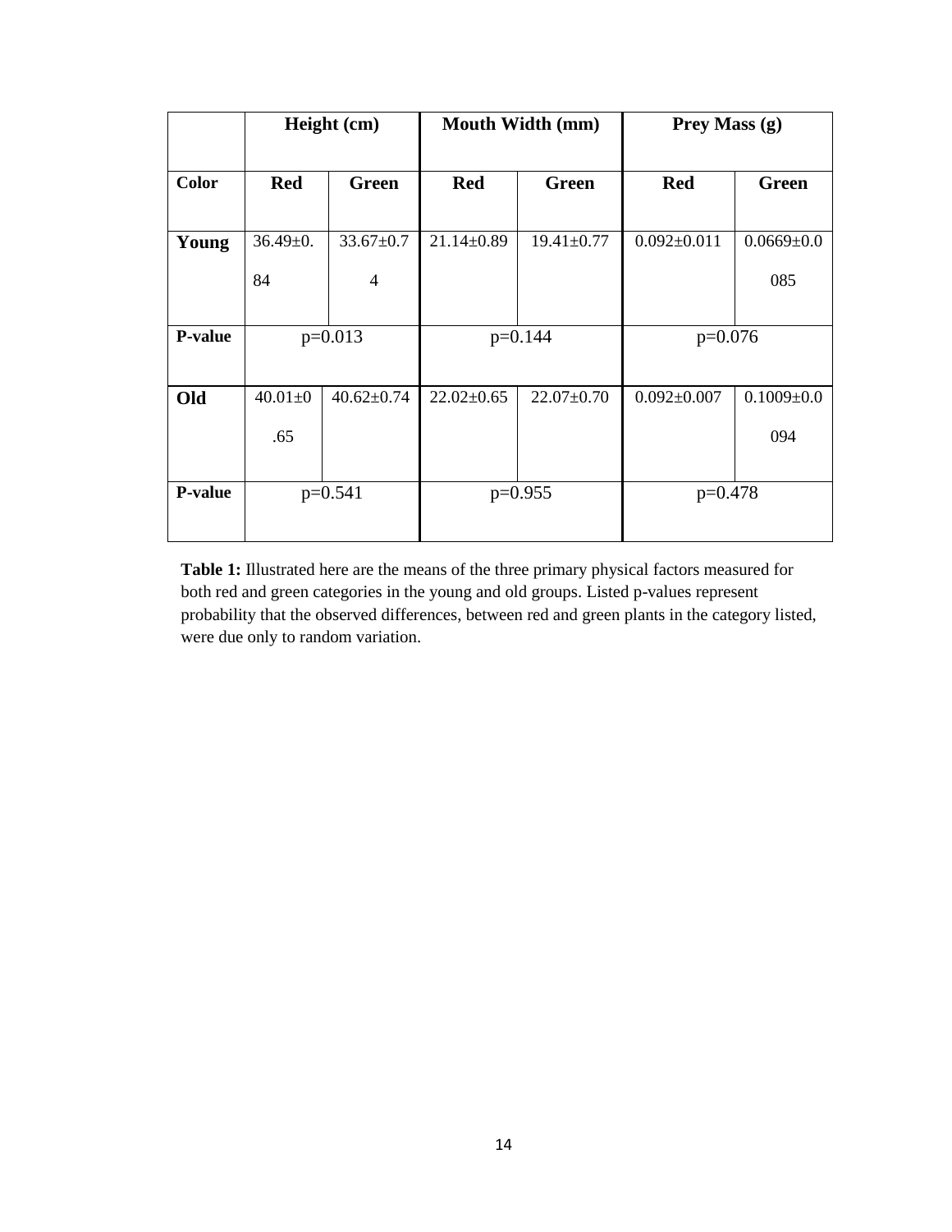|  | Height (cm) |  | Mouth Width (mm) |  | Prey Mass (g) |  |
|---|---|---|---|---|---|---|
| **Color** | **Red** | **Green** | **Red** | **Green** | **Red** | **Green** |
| **Young** | 36.49±0.84 | 33.67±0.74 | 21.14±0.89 | 19.41±0.77 | 0.092±0.011 | 0.0669±0.0085 |
| **P-value** | p=0.013 |  | p=0.144 |  | p=0.076 |  |
| **Old** | 40.01±0.65 | 40.62±0.74 | 22.02±0.65 | 22.07±0.70 | 0.092±0.007 | 0.1009±0.0094 |
| **P-value** | p=0.541 |  | p=0.955 |  | p=0.478 |  |

**Table 1:** Illustrated here are the means of the three primary physical factors measured for both red and green categories in the young and old groups. Listed p-values represent probability that the observed differences, between red and green plants in the category listed, were due only to random variation.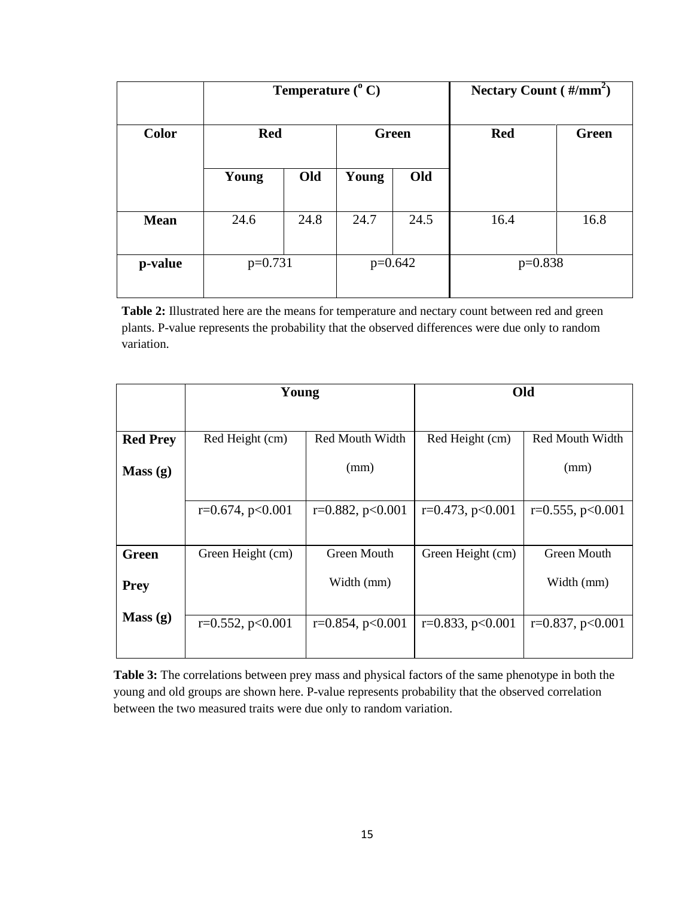| | Temperature ($^{o}$ C) | | | | Nectary Count ( #/mm$^{2}$) | |
|---|---|---|---|---|---|---|
| **Color** | **Red** | | **Green** | | **Red** | **Green** |
| | **Young** | **Old** | **Young** | **Old** | | |
| **Mean** | 24.6 | 24.8 | 24.7 | 24.5 | 16.4 | 16.8 |
| **p-value** | p=0.731 | | p=0.642 | | p=0.838 | |

**Table 2:** Illustrated here are the means for temperature and nectary count between red and green plants. P-value represents the probability that the observed differences were due only to random variation.

| | Young | | Old | |
|---|---|---|---|---|
| **Red Prey Mass (g)** | Red Height (cm) | Red Mouth Width (mm) | Red Height (cm) | Red Mouth Width (mm) |
| | r=0.674, p<0.001 | r=0.882, p<0.001 | r=0.473, p<0.001 | r=0.555, p<0.001 |
| **Green Prey Mass (g)** | Green Height (cm) | Green Mouth Width (mm) | Green Height (cm) | Green Mouth Width (mm) |
| | r=0.552, p<0.001 | r=0.854, p<0.001 | r=0.833, p<0.001 | r=0.837, p<0.001 |

**Table 3:** The correlations between prey mass and physical factors of the same phenotype in both the young and old groups are shown here. P-value represents probability that the observed correlation between the two measured traits were due only to random variation.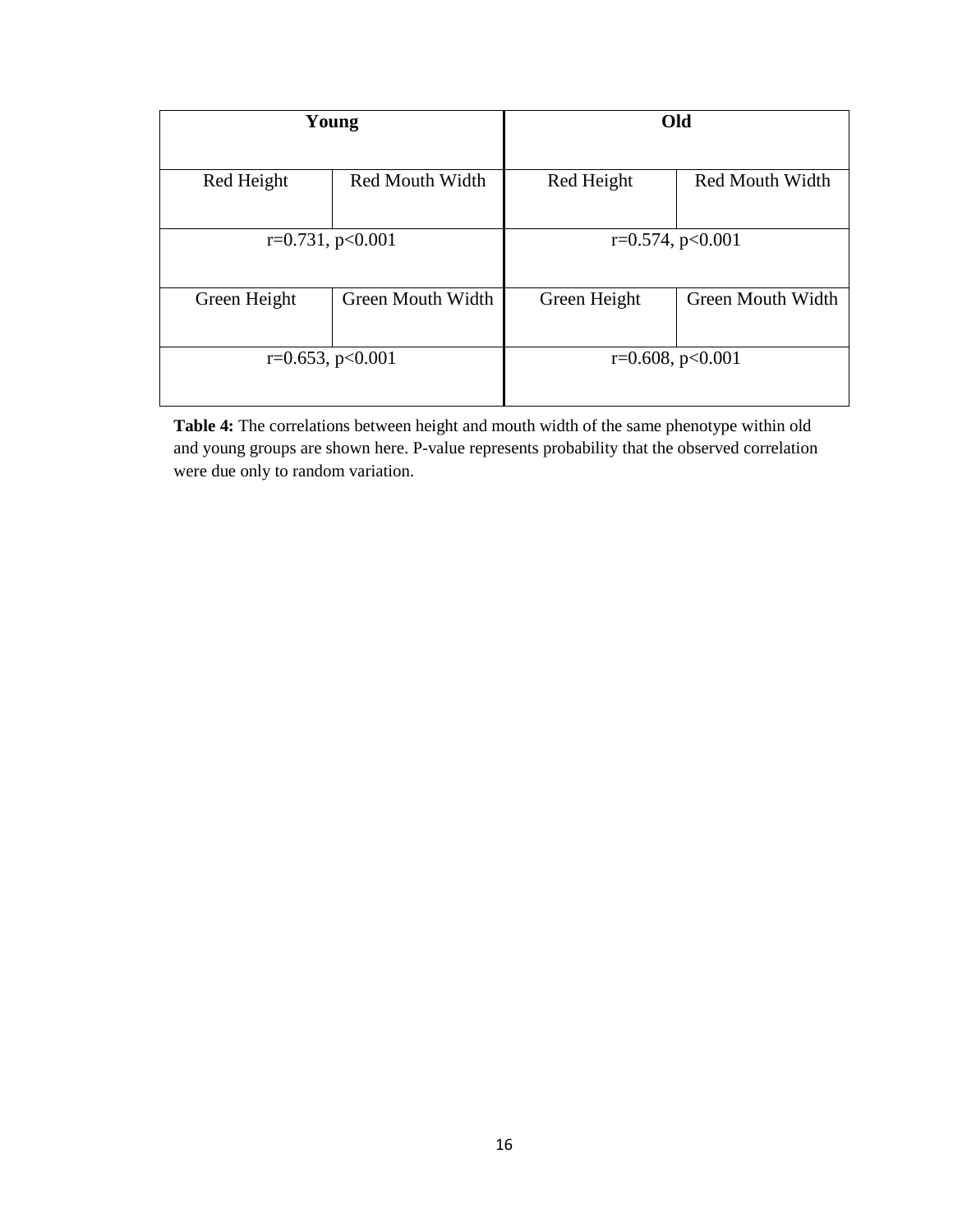| Young | | Old | |
|---|---|---|---|
| Red Height | Red Mouth Width | Red Height | Red Mouth Width |
| $r=0.731$, $p<0.001$ | | $r=0.574$, $p<0.001$ | |
| Green Height | Green Mouth Width | Green Height | Green Mouth Width |
| $r=0.653$, $p<0.001$ | | $r=0.608$, $p<0.001$ | |

**Table 4:** The correlations between height and mouth width of the same phenotype within old and young groups are shown here. P-value represents probability that the observed correlation were due only to random variation.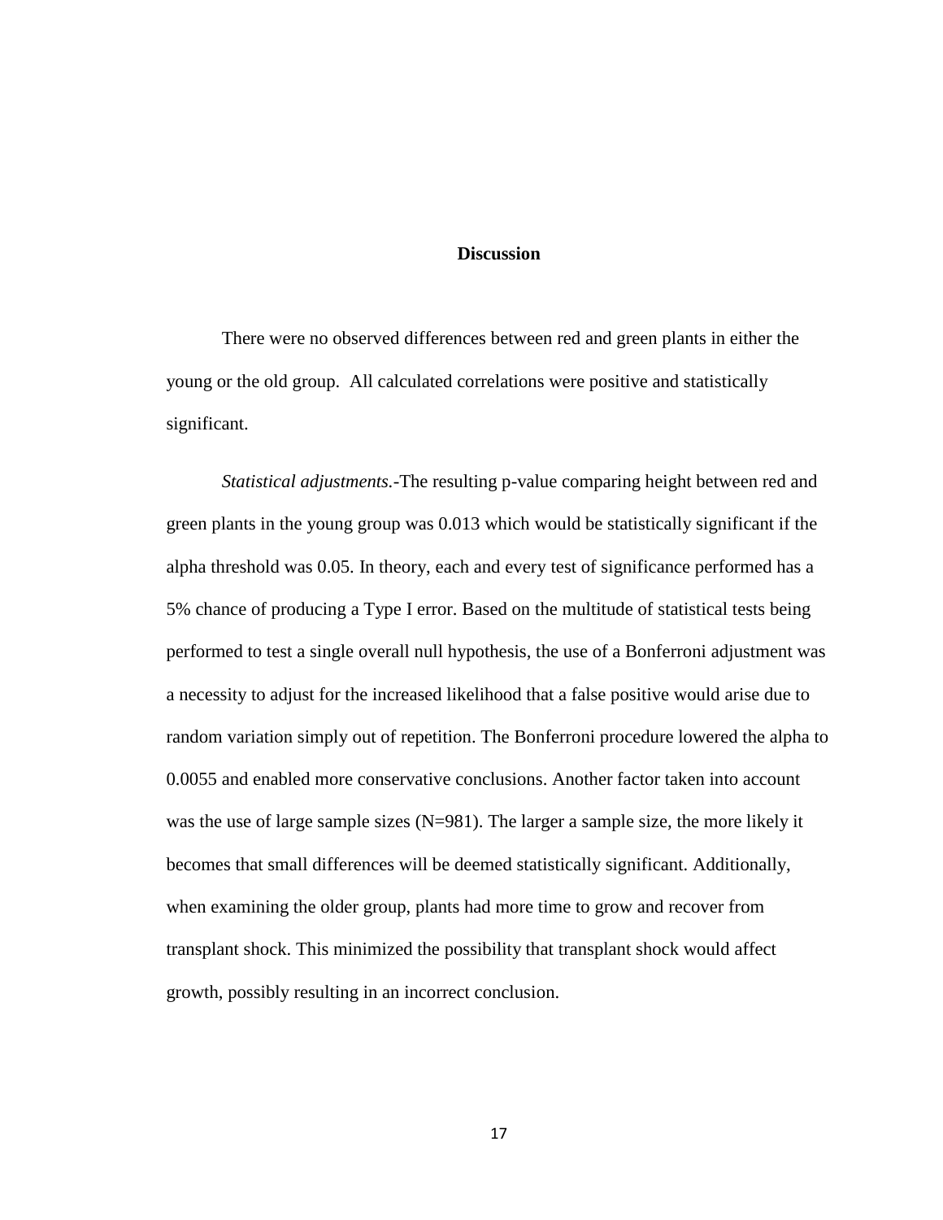## Discussion

There were no observed differences between red and green plants in either the young or the old group. All calculated correlations were positive and statistically significant.

*Statistical adjustments.*-The resulting p-value comparing height between red and green plants in the young group was 0.013 which would be statistically significant if the alpha threshold was 0.05. In theory, each and every test of significance performed has a 5% chance of producing a Type I error. Based on the multitude of statistical tests being performed to test a single overall null hypothesis, the use of a Bonferroni adjustment was a necessity to adjust for the increased likelihood that a false positive would arise due to random variation simply out of repetition. The Bonferroni procedure lowered the alpha to 0.0055 and enabled more conservative conclusions. Another factor taken into account was the use of large sample sizes (N=981). The larger a sample size, the more likely it becomes that small differences will be deemed statistically significant. Additionally, when examining the older group, plants had more time to grow and recover from transplant shock. This minimized the possibility that transplant shock would affect growth, possibly resulting in an incorrect conclusion.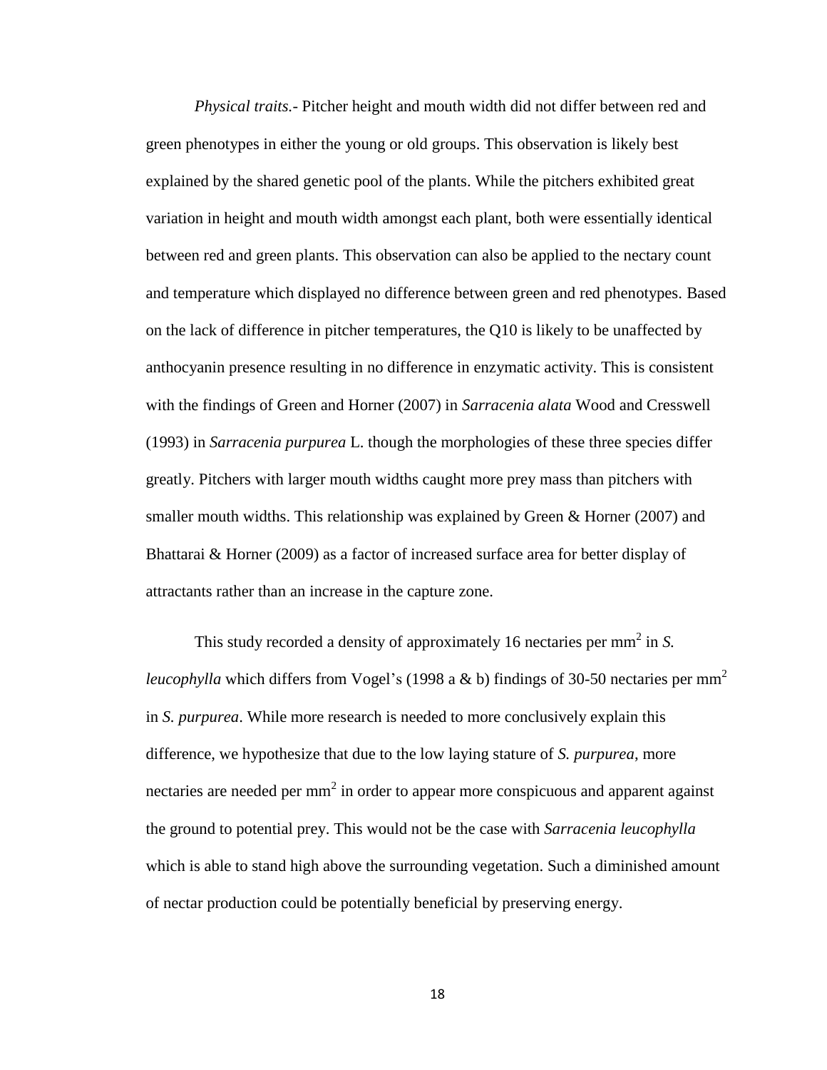*Physical traits*.- Pitcher height and mouth width did not differ between red and green phenotypes in either the young or old groups. This observation is likely best explained by the shared genetic pool of the plants. While the pitchers exhibited great variation in height and mouth width amongst each plant, both were essentially identical between red and green plants. This observation can also be applied to the nectary count and temperature which displayed no difference between green and red phenotypes. Based on the lack of difference in pitcher temperatures, the Q10 is likely to be unaffected by anthocyanin presence resulting in no difference in enzymatic activity. This is consistent with the findings of Green and Horner (2007) in *Sarracenia alata* Wood and Cresswell (1993) in *Sarracenia purpurea* L. though the morphologies of these three species differ greatly. Pitchers with larger mouth widths caught more prey mass than pitchers with smaller mouth widths. This relationship was explained by Green & Horner (2007) and Bhattarai & Horner (2009) as a factor of increased surface area for better display of attractants rather than an increase in the capture zone.

This study recorded a density of approximately 16 nectaries per $mm^2$ in *S. leucophylla* which differs from Vogel's (1998 a & b) findings of 30-50 nectaries per $mm^2$ in *S. purpurea*. While more research is needed to more conclusively explain this difference, we hypothesize that due to the low laying stature of *S. purpurea*, more nectaries are needed per $mm^2$ in order to appear more conspicuous and apparent against the ground to potential prey. This would not be the case with *Sarracenia leucophylla* which is able to stand high above the surrounding vegetation. Such a diminished amount of nectar production could be potentially beneficial by preserving energy.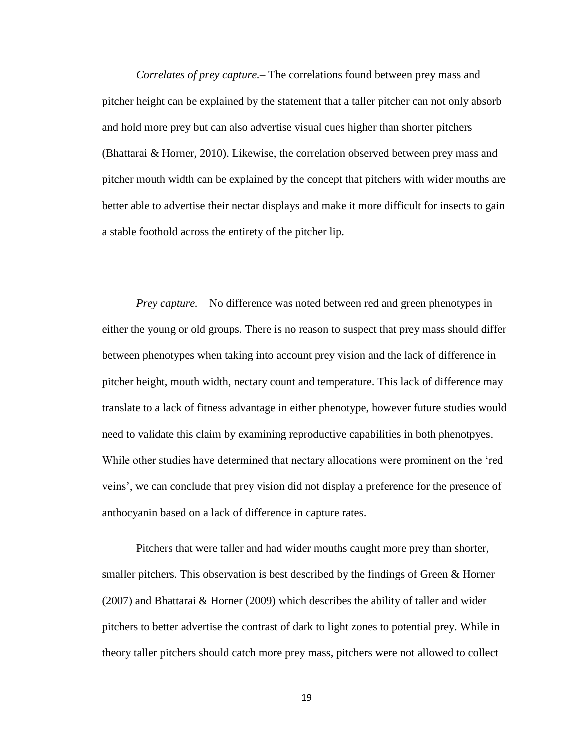*Correlates of prey capture.*– The correlations found between prey mass and pitcher height can be explained by the statement that a taller pitcher can not only absorb and hold more prey but can also advertise visual cues higher than shorter pitchers (Bhattarai & Horner, 2010). Likewise, the correlation observed between prey mass and pitcher mouth width can be explained by the concept that pitchers with wider mouths are better able to advertise their nectar displays and make it more difficult for insects to gain a stable foothold across the entirety of the pitcher lip.

*Prey capture.* – No difference was noted between red and green phenotypes in either the young or old groups. There is no reason to suspect that prey mass should differ between phenotypes when taking into account prey vision and the lack of difference in pitcher height, mouth width, nectary count and temperature. This lack of difference may translate to a lack of fitness advantage in either phenotype, however future studies would need to validate this claim by examining reproductive capabilities in both phenotpyes. While other studies have determined that nectary allocations were prominent on the 'red veins', we can conclude that prey vision did not display a preference for the presence of anthocyanin based on a lack of difference in capture rates.

Pitchers that were taller and had wider mouths caught more prey than shorter, smaller pitchers. This observation is best described by the findings of Green & Horner (2007) and Bhattarai & Horner (2009) which describes the ability of taller and wider pitchers to better advertise the contrast of dark to light zones to potential prey. While in theory taller pitchers should catch more prey mass, pitchers were not allowed to collect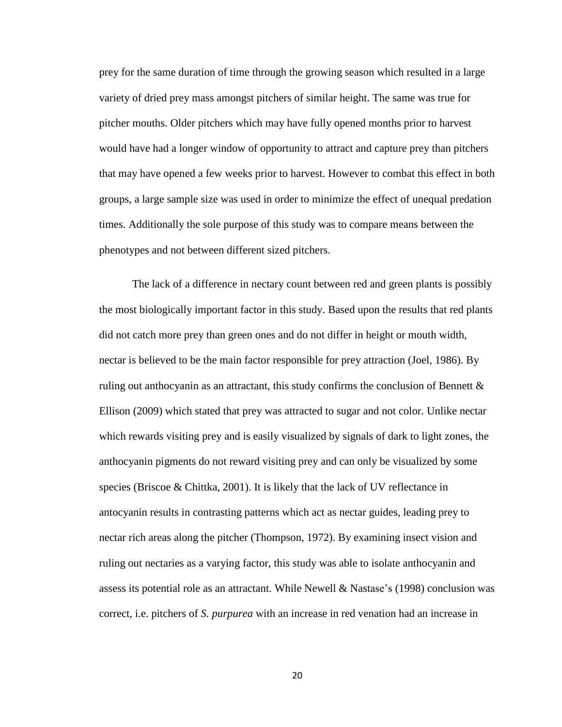prey for the same duration of time through the growing season which resulted in a large variety of dried prey mass amongst pitchers of similar height. The same was true for pitcher mouths. Older pitchers which may have fully opened months prior to harvest would have had a longer window of opportunity to attract and capture prey than pitchers that may have opened a few weeks prior to harvest. However to combat this effect in both groups, a large sample size was used in order to minimize the effect of unequal predation times. Additionally the sole purpose of this study was to compare means between the phenotypes and not between different sized pitchers.

The lack of a difference in nectary count between red and green plants is possibly the most biologically important factor in this study. Based upon the results that red plants did not catch more prey than green ones and do not differ in height or mouth width, nectar is believed to be the main factor responsible for prey attraction (Joel, 1986). By ruling out anthocyanin as an attractant, this study confirms the conclusion of Bennett & Ellison (2009) which stated that prey was attracted to sugar and not color. Unlike nectar which rewards visiting prey and is easily visualized by signals of dark to light zones, the anthocyanin pigments do not reward visiting prey and can only be visualized by some species (Briscoe & Chittka, 2001). It is likely that the lack of UV reflectance in antocyanin results in contrasting patterns which act as nectar guides, leading prey to nectar rich areas along the pitcher (Thompson, 1972). By examining insect vision and ruling out nectaries as a varying factor, this study was able to isolate anthocyanin and assess its potential role as an attractant. While Newell & Nastase's (1998) conclusion was correct, i.e. pitchers of *S. purpurea* with an increase in red venation had an increase in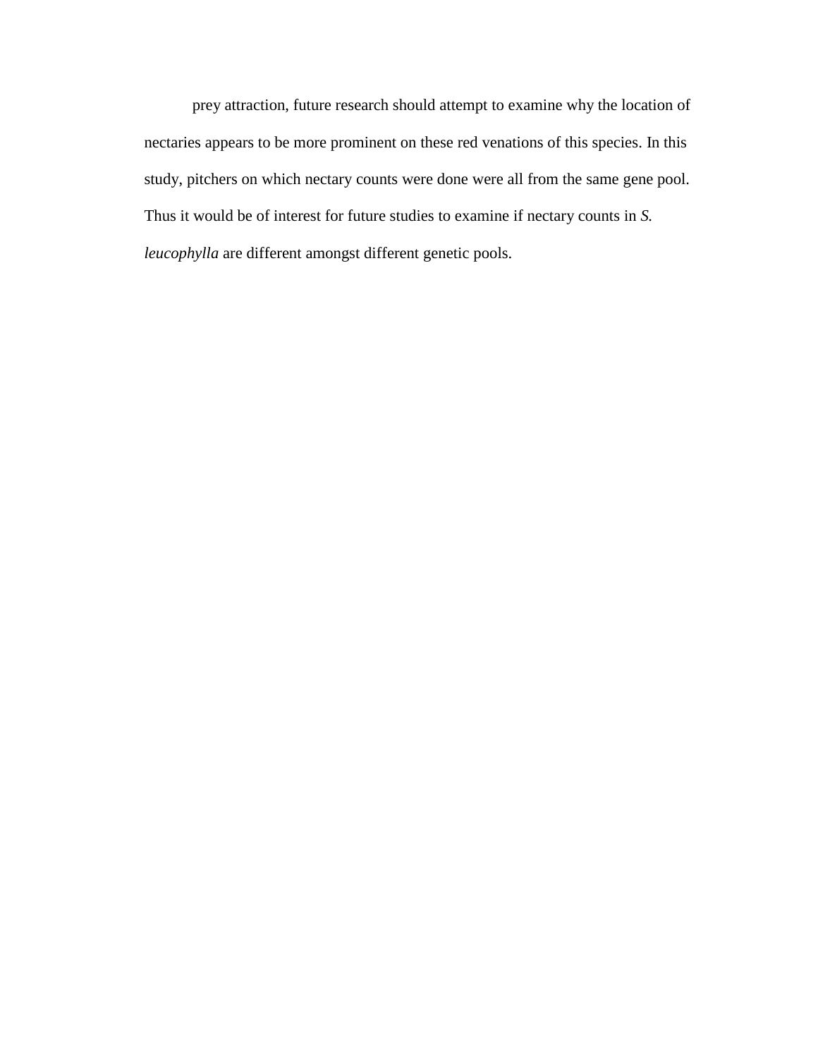prey attraction, future research should attempt to examine why the location of nectaries appears to be more prominent on these red venations of this species. In this study, pitchers on which nectary counts were done were all from the same gene pool. Thus it would be of interest for future studies to examine if nectary counts in *S. leucophylla* are different amongst different genetic pools.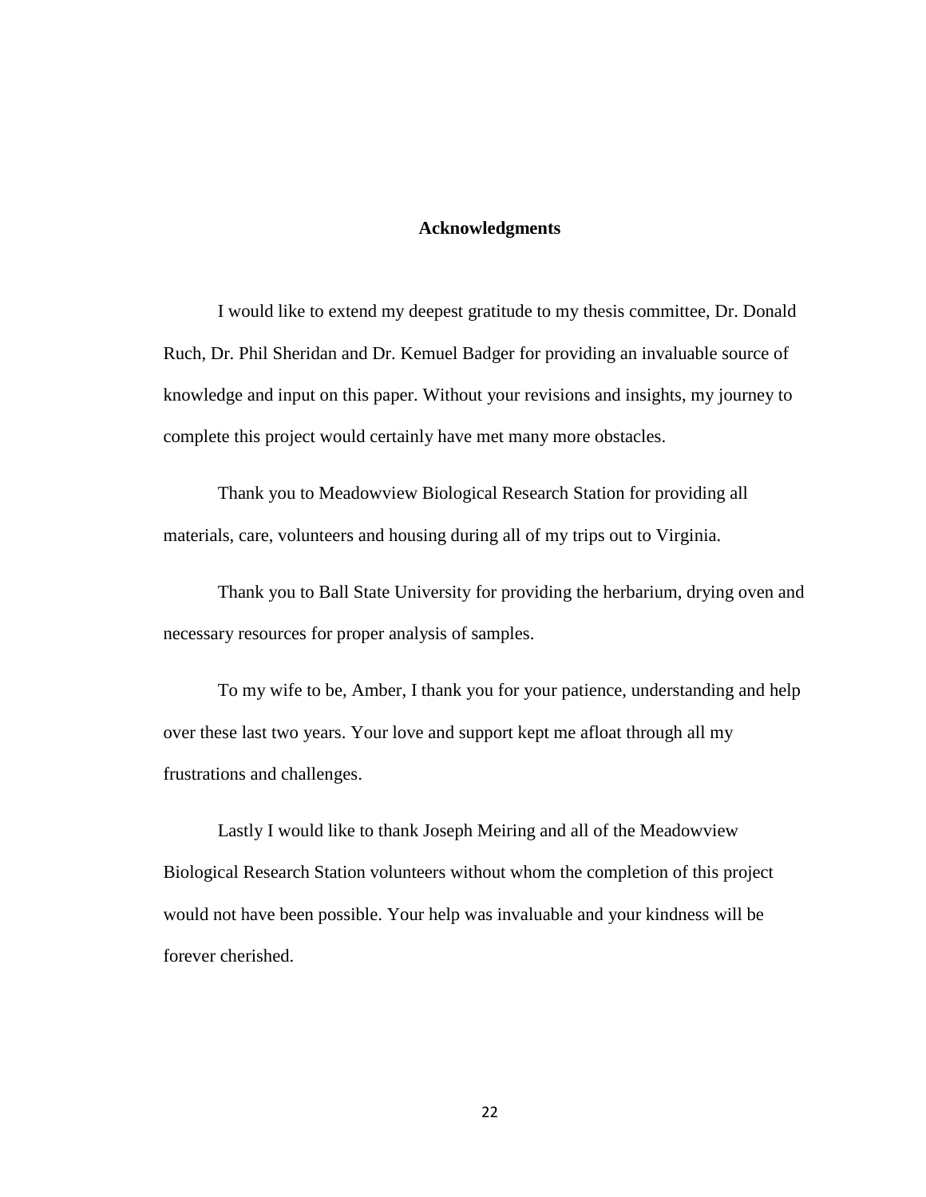# Acknowledgments

I would like to extend my deepest gratitude to my thesis committee, Dr. Donald Ruch, Dr. Phil Sheridan and Dr. Kemuel Badger for providing an invaluable source of knowledge and input on this paper. Without your revisions and insights, my journey to complete this project would certainly have met many more obstacles.

Thank you to Meadowview Biological Research Station for providing all materials, care, volunteers and housing during all of my trips out to Virginia.

Thank you to Ball State University for providing the herbarium, drying oven and necessary resources for proper analysis of samples.

To my wife to be, Amber, I thank you for your patience, understanding and help over these last two years. Your love and support kept me afloat through all my frustrations and challenges.

Lastly I would like to thank Joseph Meiring and all of the Meadowview Biological Research Station volunteers without whom the completion of this project would not have been possible. Your help was invaluable and your kindness will be forever cherished.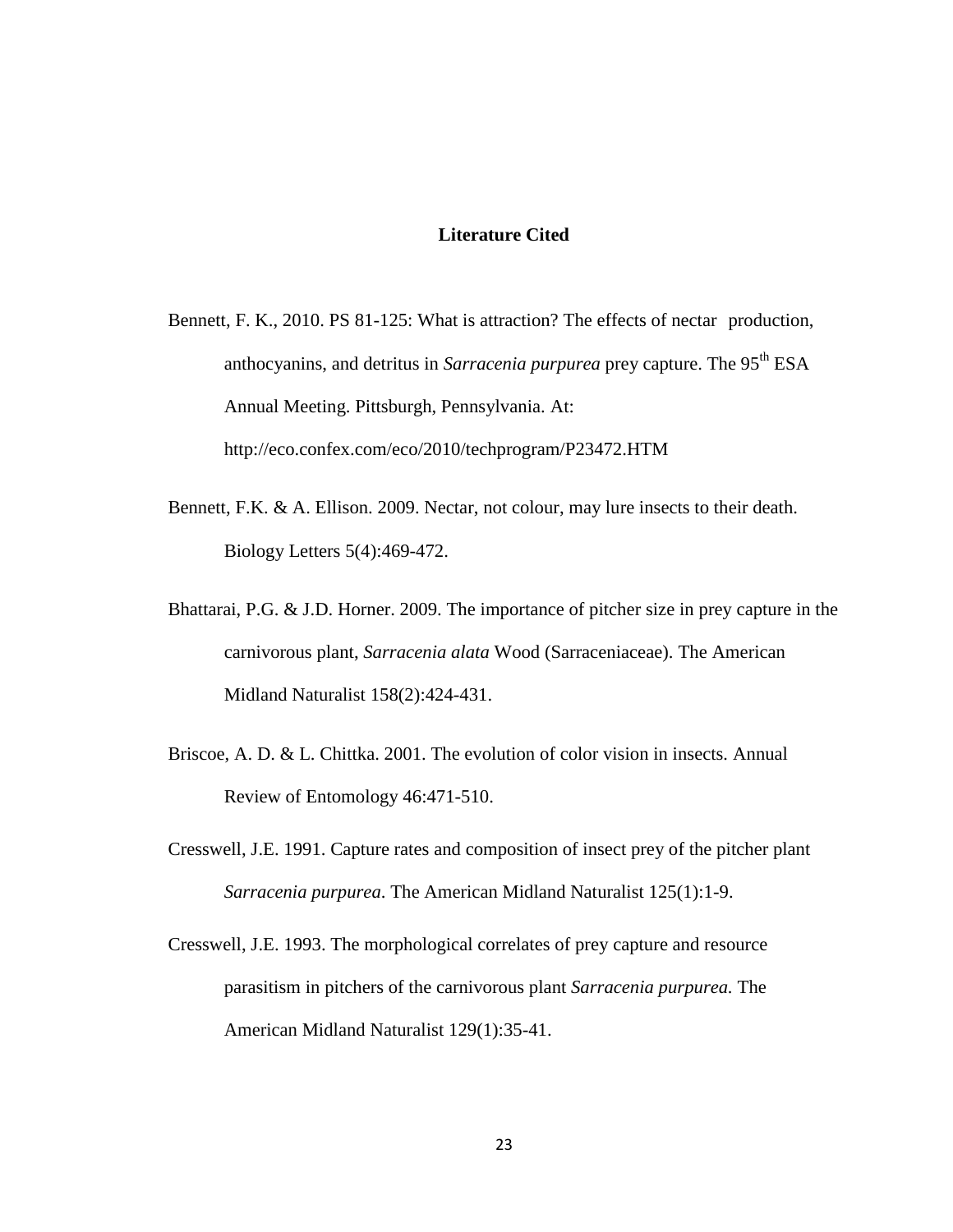# Literature Cited

Bennett, F. K., 2010. PS 81-125: What is attraction? The effects of nectar production, anthocyanins, and detritus in *Sarracenia purpurea* prey capture. The 95th ESA Annual Meeting. Pittsburgh, Pennsylvania. At: http://eco.confex.com/eco/2010/techprogram/P23472.HTM

Bennett, F.K. & A. Ellison. 2009. Nectar, not colour, may lure insects to their death. Biology Letters 5(4):469-472.

Bhattarai, P.G. & J.D. Horner. 2009. The importance of pitcher size in prey capture in the carnivorous plant, *Sarracenia alata* Wood (Sarraceniaceae). The American Midland Naturalist 158(2):424-431.

Briscoe, A. D. & L. Chittka. 2001. The evolution of color vision in insects. Annual Review of Entomology 46:471-510.

Cresswell, J.E. 1991. Capture rates and composition of insect prey of the pitcher plant *Sarracenia purpurea*. The American Midland Naturalist 125(1):1-9.

Cresswell, J.E. 1993. The morphological correlates of prey capture and resource parasitism in pitchers of the carnivorous plant *Sarracenia purpurea.* The American Midland Naturalist 129(1):35-41.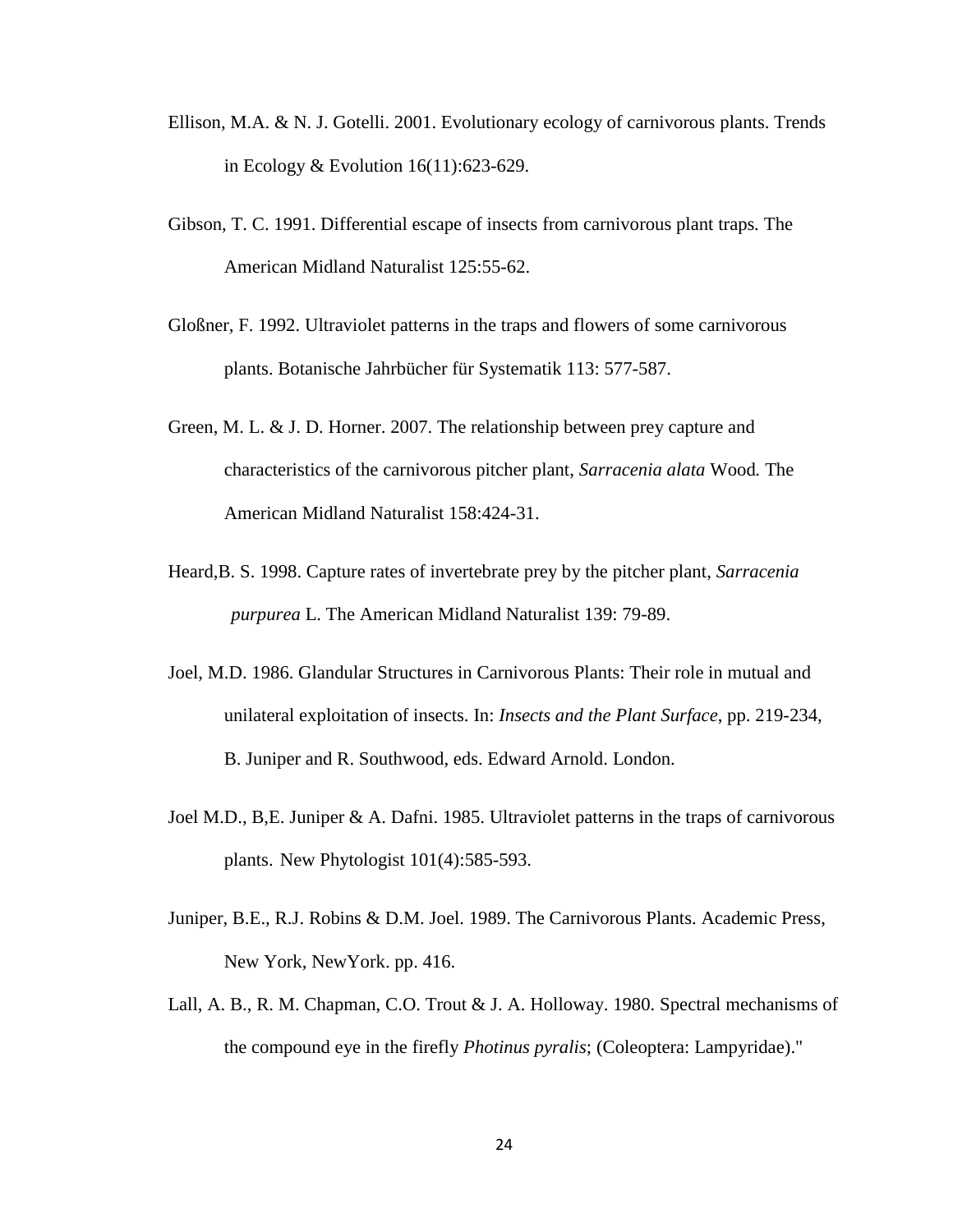Ellison, M.A. & N. J. Gotelli. 2001. Evolutionary ecology of carnivorous plants. Trends in Ecology & Evolution 16(11):623-629.

Gibson, T. C. 1991. Differential escape of insects from carnivorous plant traps. The American Midland Naturalist 125:55-62.

Gloßner, F. 1992. Ultraviolet patterns in the traps and flowers of some carnivorous plants. Botanische Jahrbücher für Systematik 113: 577-587.

Green, M. L. & J. D. Horner. 2007. The relationship between prey capture and characteristics of the carnivorous pitcher plant, *Sarracenia alata* Wood*.* The American Midland Naturalist 158:424-31.

Heard,B. S. 1998. Capture rates of invertebrate prey by the pitcher plant, *Sarracenia purpurea* L. The American Midland Naturalist 139: 79-89.

Joel, M.D. 1986. Glandular Structures in Carnivorous Plants: Their role in mutual and unilateral exploitation of insects. In: *Insects and the Plant Surface*, pp. 219-234, B. Juniper and R. Southwood, eds. Edward Arnold. London.

Joel M.D., B,E. Juniper & A. Dafni. 1985. Ultraviolet patterns in the traps of carnivorous plants. New Phytologist 101(4):585-593.

Juniper, B.E., R.J. Robins & D.M. Joel. 1989. The Carnivorous Plants. Academic Press, New York, NewYork. pp. 416.

Lall, A. B., R. M. Chapman, C.O. Trout & J. A. Holloway. 1980. Spectral mechanisms of the compound eye in the firefly *Photinus pyralis*; (Coleoptera: Lampyridae)."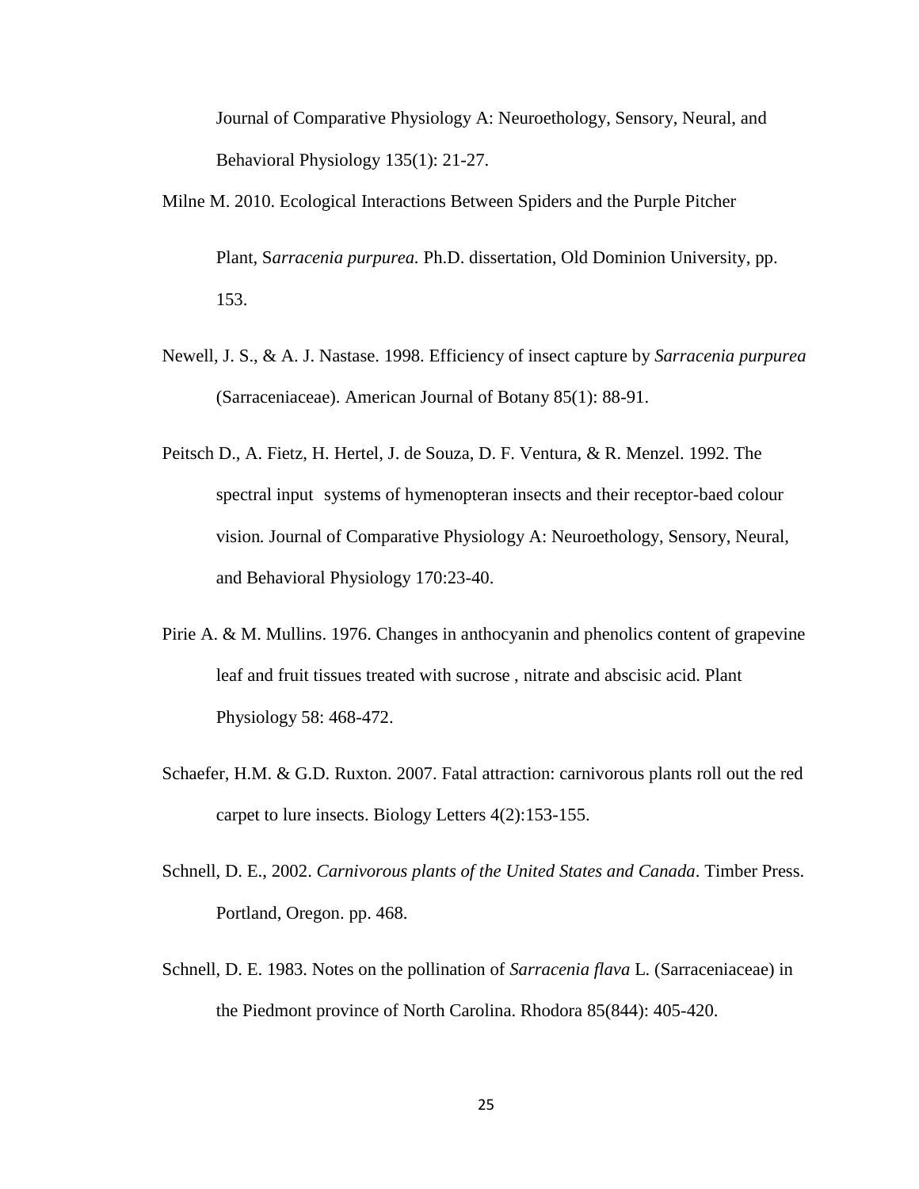Journal of Comparative Physiology A: Neuroethology, Sensory, Neural, and Behavioral Physiology 135(1): 21-27.

Milne M. 2010. Ecological Interactions Between Spiders and the Purple Pitcher Plant, S*arracenia purpurea.* Ph.D. dissertation, Old Dominion University, pp. 153.

Newell, J. S., & A. J. Nastase. 1998. Efficiency of insect capture by *Sarracenia purpurea* (Sarraceniaceae). American Journal of Botany 85(1): 88-91.

Peitsch D., A. Fietz, H. Hertel, J. de Souza, D. F. Ventura, & R. Menzel. 1992. The spectral input systems of hymenopteran insects and their receptor-baed colour vision*.* Journal of Comparative Physiology A: Neuroethology, Sensory, Neural, and Behavioral Physiology 170:23-40.

Pirie A. & M. Mullins. 1976. Changes in anthocyanin and phenolics content of grapevine leaf and fruit tissues treated with sucrose , nitrate and abscisic acid. Plant Physiology 58: 468-472.

Schaefer, H.M. & G.D. Ruxton. 2007. Fatal attraction: carnivorous plants roll out the red carpet to lure insects. Biology Letters 4(2):153-155.

Schnell, D. E., 2002. *Carnivorous plants of the United States and Canada*. Timber Press. Portland, Oregon. pp. 468.

Schnell, D. E. 1983. Notes on the pollination of *Sarracenia flava* L. (Sarraceniaceae) in the Piedmont province of North Carolina. Rhodora 85(844): 405-420.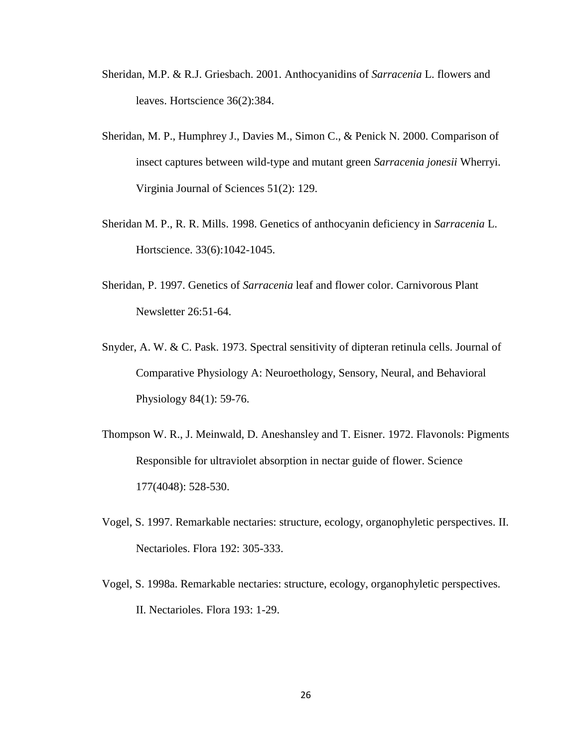Sheridan, M.P. & R.J. Griesbach. 2001. Anthocyanidins of *Sarracenia* L. flowers and leaves. Hortscience 36(2):384.

Sheridan, M. P., Humphrey J., Davies M., Simon C., & Penick N. 2000. Comparison of insect captures between wild-type and mutant green *Sarracenia jonesii* Wherryi. Virginia Journal of Sciences 51(2): 129.

Sheridan M. P., R. R. Mills. 1998. Genetics of anthocyanin deficiency in *Sarracenia* L. Hortscience. 33(6):1042-1045.

Sheridan, P. 1997. Genetics of *Sarracenia* leaf and flower color. Carnivorous Plant Newsletter 26:51-64.

Snyder, A. W. & C. Pask. 1973. Spectral sensitivity of dipteran retinula cells. Journal of Comparative Physiology A: Neuroethology, Sensory, Neural, and Behavioral Physiology 84(1): 59-76.

Thompson W. R., J. Meinwald, D. Aneshansley and T. Eisner. 1972. Flavonols: Pigments Responsible for ultraviolet absorption in nectar guide of flower. Science 177(4048): 528-530.

Vogel, S. 1997. Remarkable nectaries: structure, ecology, organophyletic perspectives. II. Nectarioles. Flora 192: 305-333.

Vogel, S. 1998a. Remarkable nectaries: structure, ecology, organophyletic perspectives. II. Nectarioles. Flora 193: 1-29.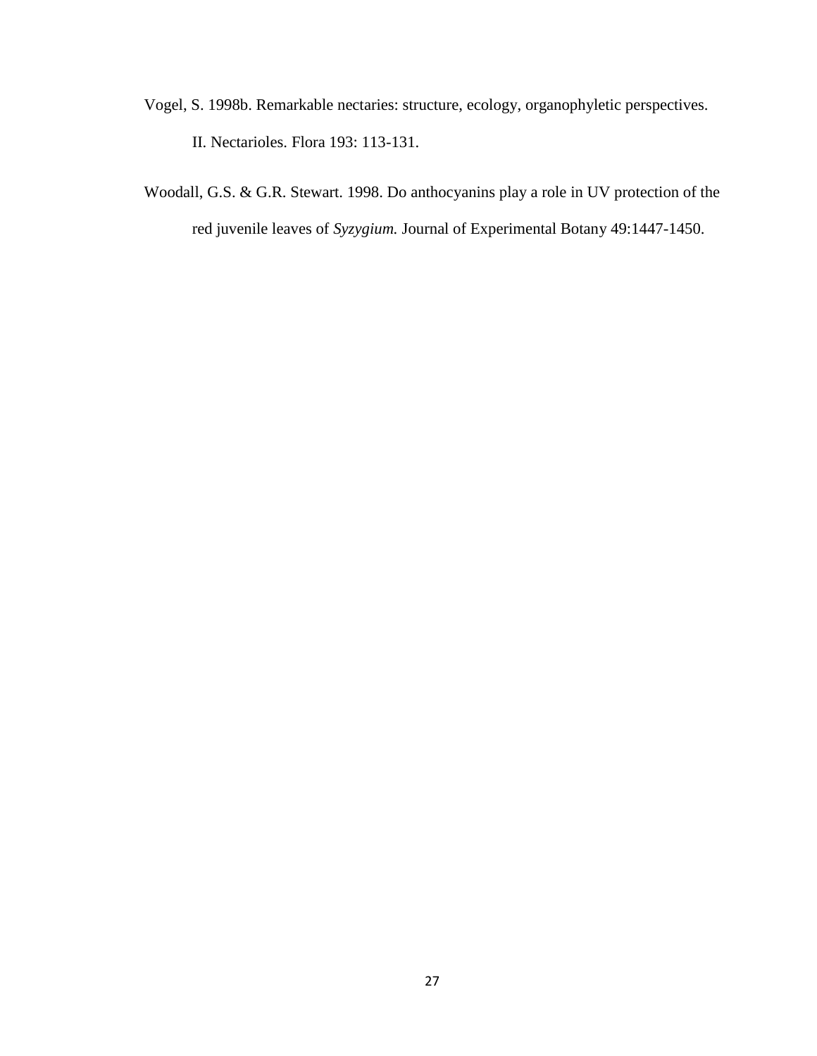Vogel, S. 1998b. Remarkable nectaries: structure, ecology, organophyletic perspectives. II. Nectarioles. Flora 193: 113-131.

Woodall, G.S. & G.R. Stewart. 1998. Do anthocyanins play a role in UV protection of the red juvenile leaves of *Syzygium.* Journal of Experimental Botany 49:1447-1450.